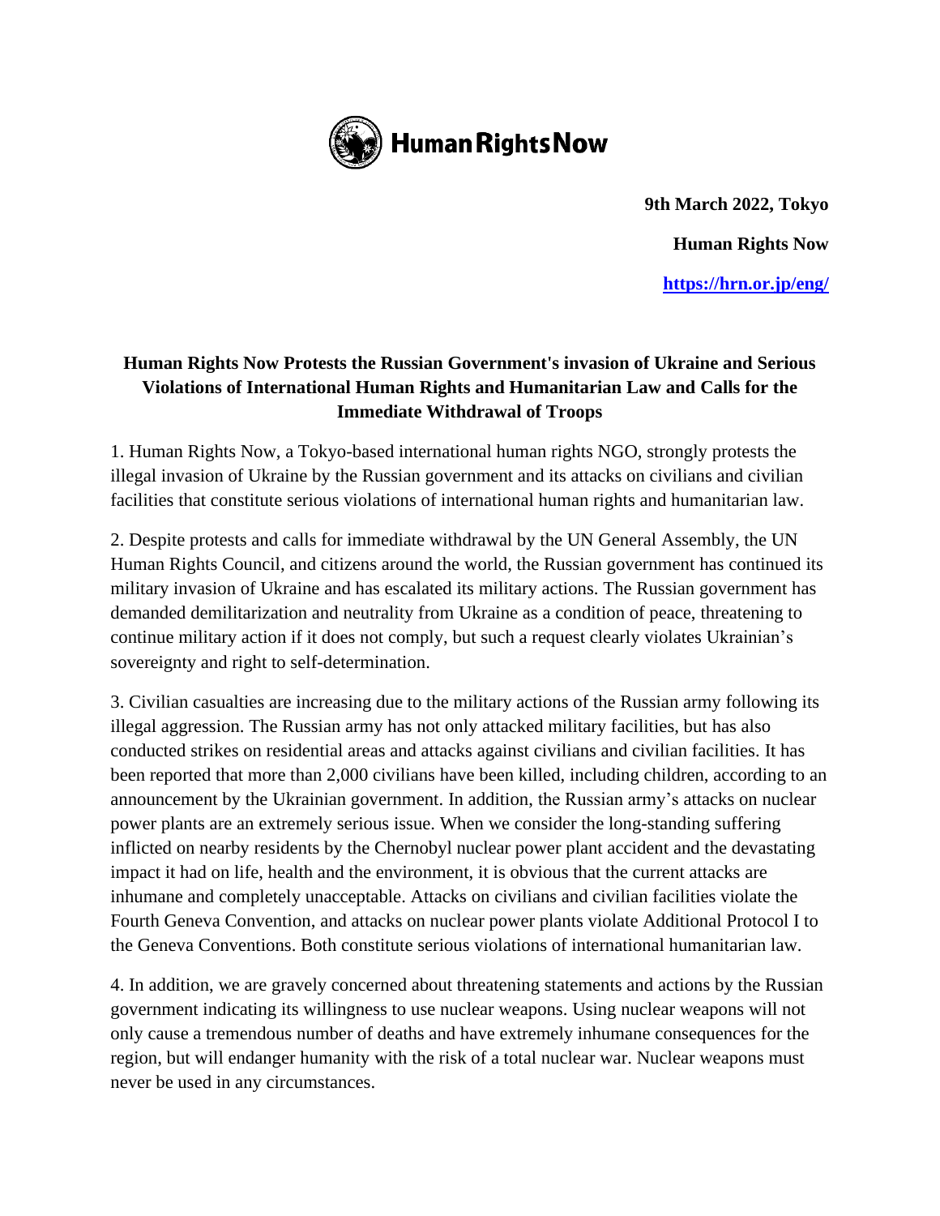**Human Rights Now**

**9th March 2022, Tokyo**

**Human Rights Now**

**https://hrn.or.jp/eng/**

## Human Rights Now Protests the Russian Government's invasion of Ukraine and Serious Violations of International Human Rights and Humanitarian Law and Calls for the Immediate Withdrawal of Troops

1. Human Rights Now, a Tokyo-based international human rights NGO, strongly protests the illegal invasion of Ukraine by the Russian government and its attacks on civilians and civilian facilities that constitute serious violations of international human rights and humanitarian law.

2. Despite protests and calls for immediate withdrawal by the UN General Assembly, the UN Human Rights Council, and citizens around the world, the Russian government has continued its military invasion of Ukraine and has escalated its military actions. The Russian government has demanded demilitarization and neutrality from Ukraine as a condition of peace, threatening to continue military action if it does not comply, but such a request clearly violates Ukrainian's sovereignty and right to self-determination.

3. Civilian casualties are increasing due to the military actions of the Russian army following its illegal aggression. The Russian army has not only attacked military facilities, but has also conducted strikes on residential areas and attacks against civilians and civilian facilities. It has been reported that more than 2,000 civilians have been killed, including children, according to an announcement by the Ukrainian government. In addition, the Russian army's attacks on nuclear power plants are an extremely serious issue. When we consider the long-standing suffering inflicted on nearby residents by the Chernobyl nuclear power plant accident and the devastating impact it had on life, health and the environment, it is obvious that the current attacks are inhumane and completely unacceptable. Attacks on civilians and civilian facilities violate the Fourth Geneva Convention, and attacks on nuclear power plants violate Additional Protocol I to the Geneva Conventions. Both constitute serious violations of international humanitarian law.

4. In addition, we are gravely concerned about threatening statements and actions by the Russian government indicating its willingness to use nuclear weapons. Using nuclear weapons will not only cause a tremendous number of deaths and have extremely inhumane consequences for the region, but will endanger humanity with the risk of a total nuclear war. Nuclear weapons must never be used in any circumstances.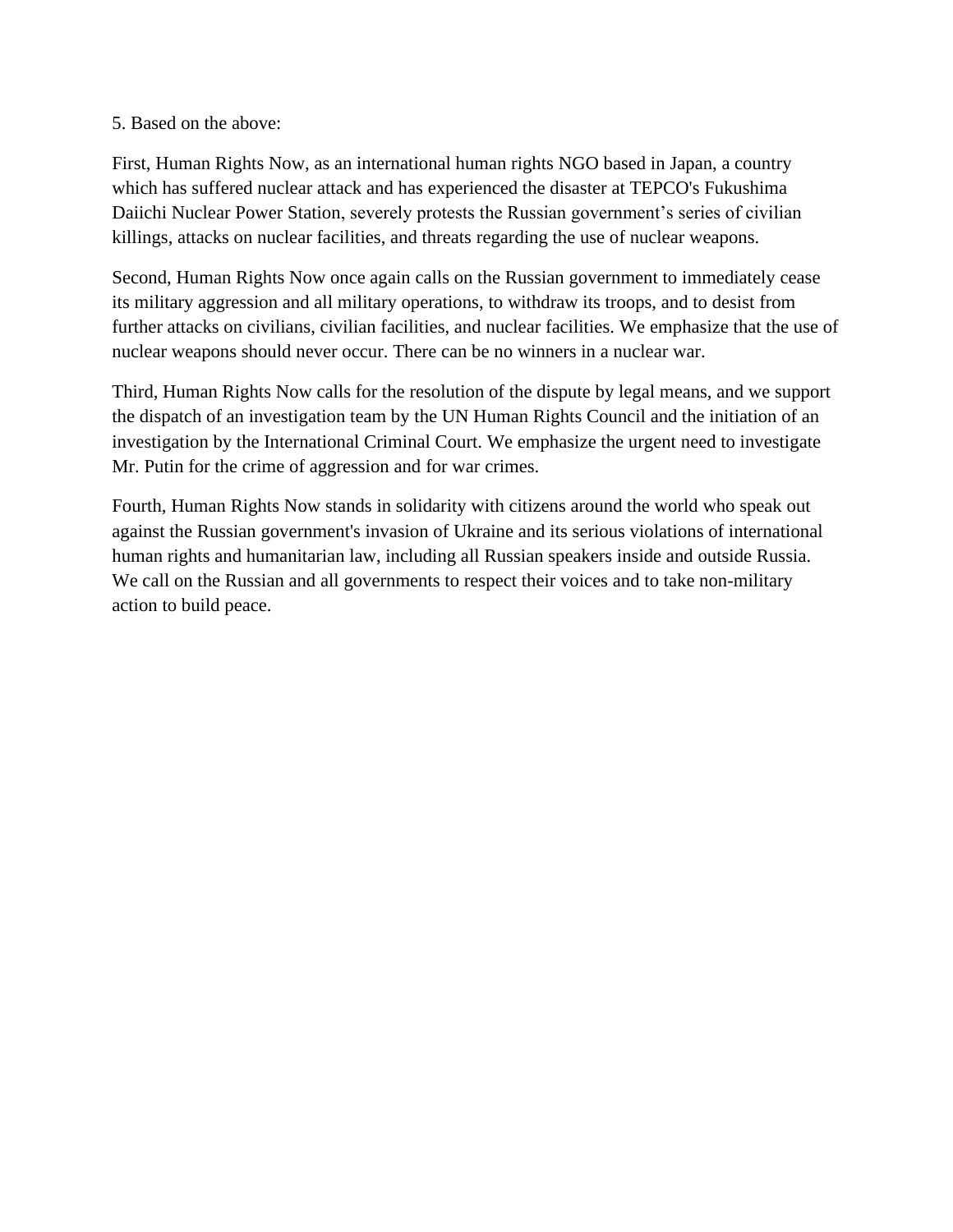5. Based on the above:

First, Human Rights Now, as an international human rights NGO based in Japan, a country which has suffered nuclear attack and has experienced the disaster at TEPCO's Fukushima Daiichi Nuclear Power Station, severely protests the Russian government's series of civilian killings, attacks on nuclear facilities, and threats regarding the use of nuclear weapons.

Second, Human Rights Now once again calls on the Russian government to immediately cease its military aggression and all military operations, to withdraw its troops, and to desist from further attacks on civilians, civilian facilities, and nuclear facilities. We emphasize that the use of nuclear weapons should never occur. There can be no winners in a nuclear war.

Third, Human Rights Now calls for the resolution of the dispute by legal means, and we support the dispatch of an investigation team by the UN Human Rights Council and the initiation of an investigation by the International Criminal Court. We emphasize the urgent need to investigate Mr. Putin for the crime of aggression and for war crimes.

Fourth, Human Rights Now stands in solidarity with citizens around the world who speak out against the Russian government's invasion of Ukraine and its serious violations of international human rights and humanitarian law, including all Russian speakers inside and outside Russia. We call on the Russian and all governments to respect their voices and to take non-military action to build peace.